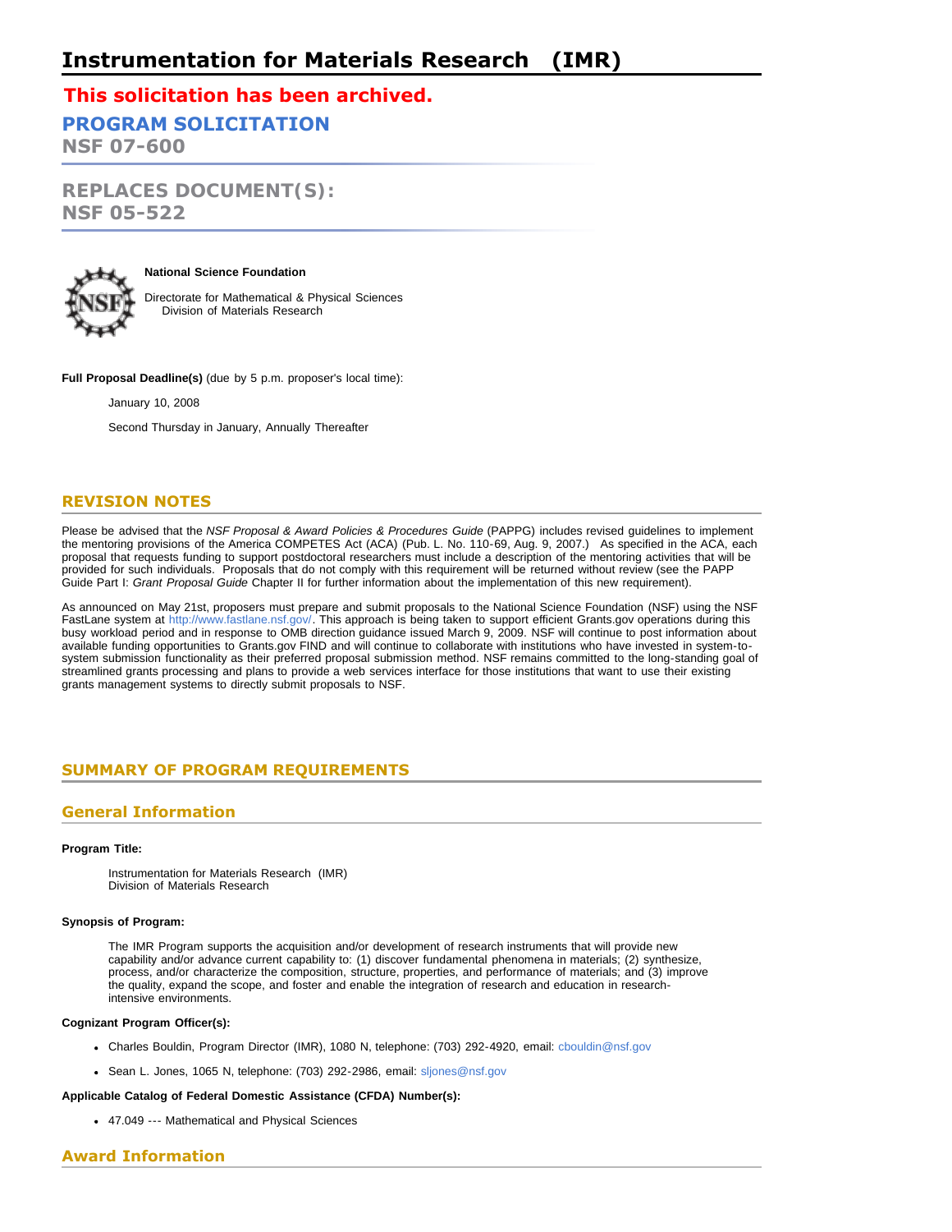# Instrumentation for Materials Research (IMR)

**This solicitation has been archived.**

## PROGRAM SOLICITATION
## NSF 07-600

## REPLACES DOCUMENT(S):
## NSF 05-522

**National Science Foundation**

Directorate for Mathematical & Physical Sciences
Division of Materials Research

**Full Proposal Deadline(s)** (due by 5 p.m. proposer's local time):

January 10, 2008

Second Thursday in January, Annually Thereafter

## REVISION NOTES

Please be advised that the *NSF Proposal & Award Policies & Procedures Guide* (PAPPG) includes revised guidelines to implement the mentoring provisions of the America COMPETES Act (ACA) (Pub. L. No. 110-69, Aug. 9, 2007.) As specified in the ACA, each proposal that requests funding to support postdoctoral researchers must include a description of the mentoring activities that will be provided for such individuals. Proposals that do not comply with this requirement will be returned without review (see the PAPP Guide Part I: *Grant Proposal Guide* Chapter II for further information about the implementation of this new requirement).

As announced on May 21st, proposers must prepare and submit proposals to the National Science Foundation (NSF) using the NSF FastLane system at http://www.fastlane.nsf.gov/. This approach is being taken to support efficient Grants.gov operations during this busy workload period and in response to OMB direction guidance issued March 9, 2009. NSF will continue to post information about available funding opportunities to Grants.gov FIND and will continue to collaborate with institutions who have invested in system-to-system submission functionality as their preferred proposal submission method. NSF remains committed to the long-standing goal of streamlined grants processing and plans to provide a web services interface for those institutions that want to use their existing grants management systems to directly submit proposals to NSF.

## SUMMARY OF PROGRAM REQUIREMENTS

### General Information

**Program Title:**

Instrumentation for Materials Research (IMR)
Division of Materials Research

**Synopsis of Program:**

The IMR Program supports the acquisition and/or development of research instruments that will provide new capability and/or advance current capability to: (1) discover fundamental phenomena in materials; (2) synthesize, process, and/or characterize the composition, structure, properties, and performance of materials; and (3) improve the quality, expand the scope, and foster and enable the integration of research and education in research-intensive environments.

**Cognizant Program Officer(s):**

- Charles Bouldin, Program Director (IMR), 1080 N, telephone: (703) 292-4920, email: cbouldin@nsf.gov
- Sean L. Jones, 1065 N, telephone: (703) 292-2986, email: sljones@nsf.gov

**Applicable Catalog of Federal Domestic Assistance (CFDA) Number(s):**

- 47.049 --- Mathematical and Physical Sciences

### Award Information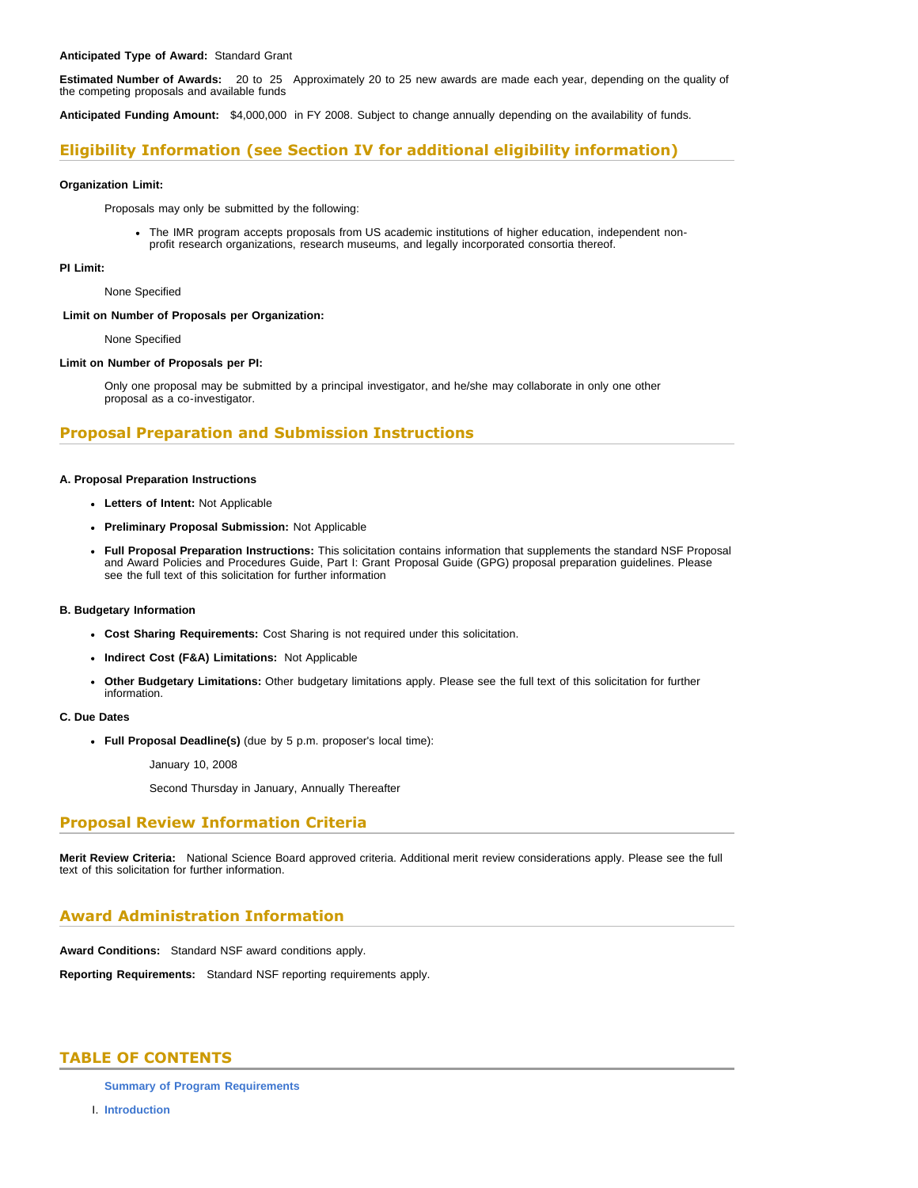**Anticipated Type of Award:** Standard Grant

**Estimated Number of Awards:** 20 to 25 Approximately 20 to 25 new awards are made each year, depending on the quality of the competing proposals and available funds

**Anticipated Funding Amount:** $4,000,000 in FY 2008. Subject to change annually depending on the availability of funds.

## Eligibility Information (see Section IV for additional eligibility information)

**Organization Limit:**

Proposals may only be submitted by the following:

- The IMR program accepts proposals from US academic institutions of higher education, independent non-profit research organizations, research museums, and legally incorporated consortia thereof.

**PI Limit:**

None Specified

**Limit on Number of Proposals per Organization:**

None Specified

**Limit on Number of Proposals per PI:**

Only one proposal may be submitted by a principal investigator, and he/she may collaborate in only one other proposal as a co-investigator.

## Proposal Preparation and Submission Instructions

**A. Proposal Preparation Instructions**

- **Letters of Intent:** Not Applicable
- **Preliminary Proposal Submission:** Not Applicable
- **Full Proposal Preparation Instructions:** This solicitation contains information that supplements the standard NSF Proposal and Award Policies and Procedures Guide, Part I: Grant Proposal Guide (GPG) proposal preparation guidelines. Please see the full text of this solicitation for further information

**B. Budgetary Information**

- **Cost Sharing Requirements:** Cost Sharing is not required under this solicitation.
- **Indirect Cost (F&A) Limitations:** Not Applicable
- **Other Budgetary Limitations:** Other budgetary limitations apply. Please see the full text of this solicitation for further information.

**C. Due Dates**

- **Full Proposal Deadline(s)** (due by 5 p.m. proposer's local time):

  January 10, 2008

  Second Thursday in January, Annually Thereafter

## Proposal Review Information Criteria

**Merit Review Criteria:** National Science Board approved criteria. Additional merit review considerations apply. Please see the full text of this solicitation for further information.

## Award Administration Information

**Award Conditions:** Standard NSF award conditions apply.

**Reporting Requirements:** Standard NSF reporting requirements apply.

## TABLE OF CONTENTS

**Summary of Program Requirements**

I. **Introduction**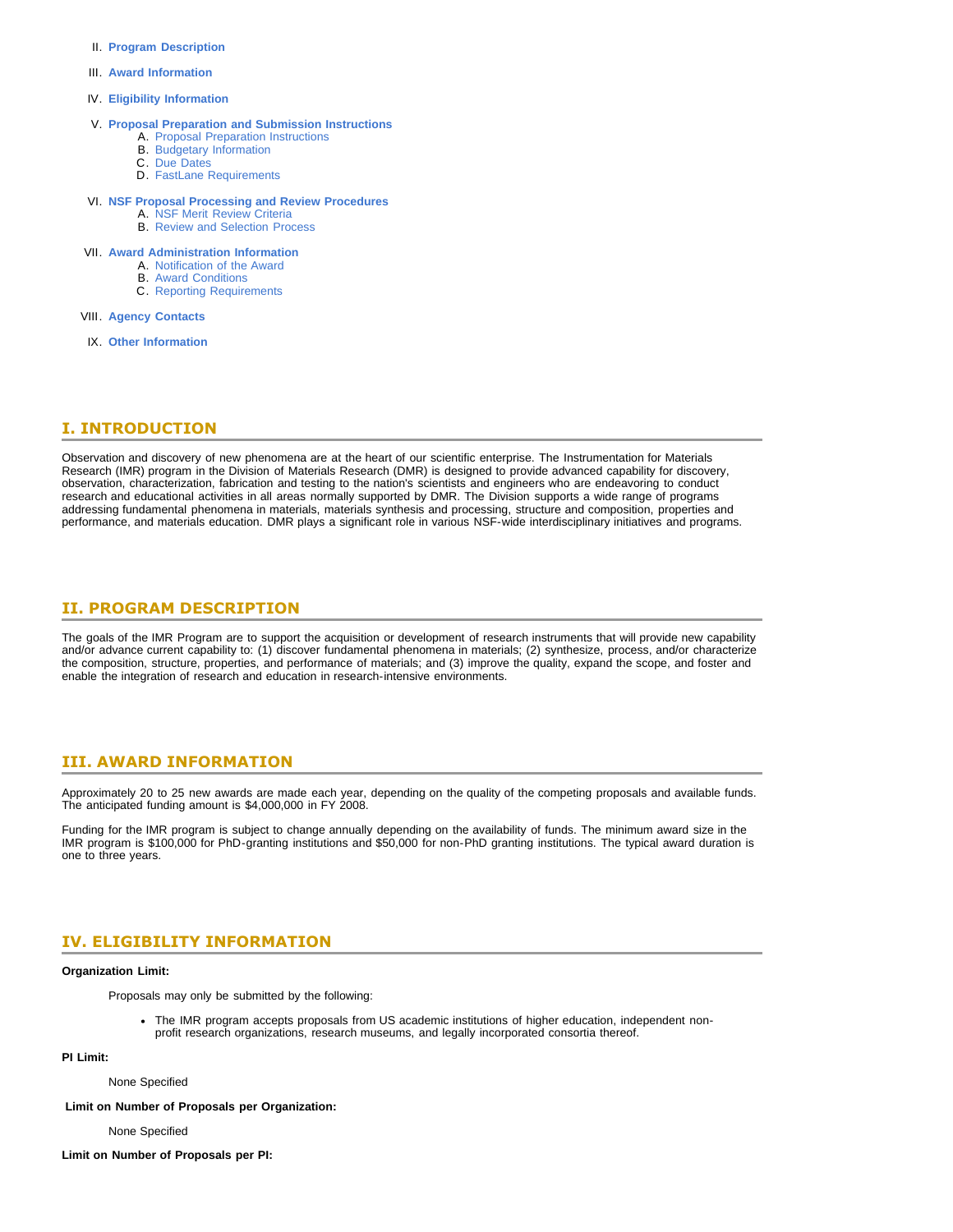II. **Program Description**

III. **Award Information**

IV. **Eligibility Information**

V. **Proposal Preparation and Submission Instructions**
   A. Proposal Preparation Instructions
   B. Budgetary Information
   C. Due Dates
   D. FastLane Requirements

VI. **NSF Proposal Processing and Review Procedures**
   A. NSF Merit Review Criteria
   B. Review and Selection Process

VII. **Award Administration Information**
   A. Notification of the Award
   B. Award Conditions
   C. Reporting Requirements

VIII. **Agency Contacts**

IX. **Other Information**

## I. INTRODUCTION

Observation and discovery of new phenomena are at the heart of our scientific enterprise. The Instrumentation for Materials Research (IMR) program in the Division of Materials Research (DMR) is designed to provide advanced capability for discovery, observation, characterization, fabrication and testing to the nation's scientists and engineers who are endeavoring to conduct research and educational activities in all areas normally supported by DMR. The Division supports a wide range of programs addressing fundamental phenomena in materials, materials synthesis and processing, structure and composition, properties and performance, and materials education. DMR plays a significant role in various NSF-wide interdisciplinary initiatives and programs.

## II. PROGRAM DESCRIPTION

The goals of the IMR Program are to support the acquisition or development of research instruments that will provide new capability and/or advance current capability to: (1) discover fundamental phenomena in materials; (2) synthesize, process, and/or characterize the composition, structure, properties, and performance of materials; and (3) improve the quality, expand the scope, and foster and enable the integration of research and education in research-intensive environments.

## III. AWARD INFORMATION

Approximately 20 to 25 new awards are made each year, depending on the quality of the competing proposals and available funds. The anticipated funding amount is $4,000,000 in FY 2008.

Funding for the IMR program is subject to change annually depending on the availability of funds. The minimum award size in the IMR program is $100,000 for PhD-granting institutions and $50,000 for non-PhD granting institutions. The typical award duration is one to three years.

## IV. ELIGIBILITY INFORMATION

**Organization Limit:**

Proposals may only be submitted by the following:

- The IMR program accepts proposals from US academic institutions of higher education, independent non-profit research organizations, research museums, and legally incorporated consortia thereof.

**PI Limit:**

None Specified

**Limit on Number of Proposals per Organization:**

None Specified

**Limit on Number of Proposals per PI:**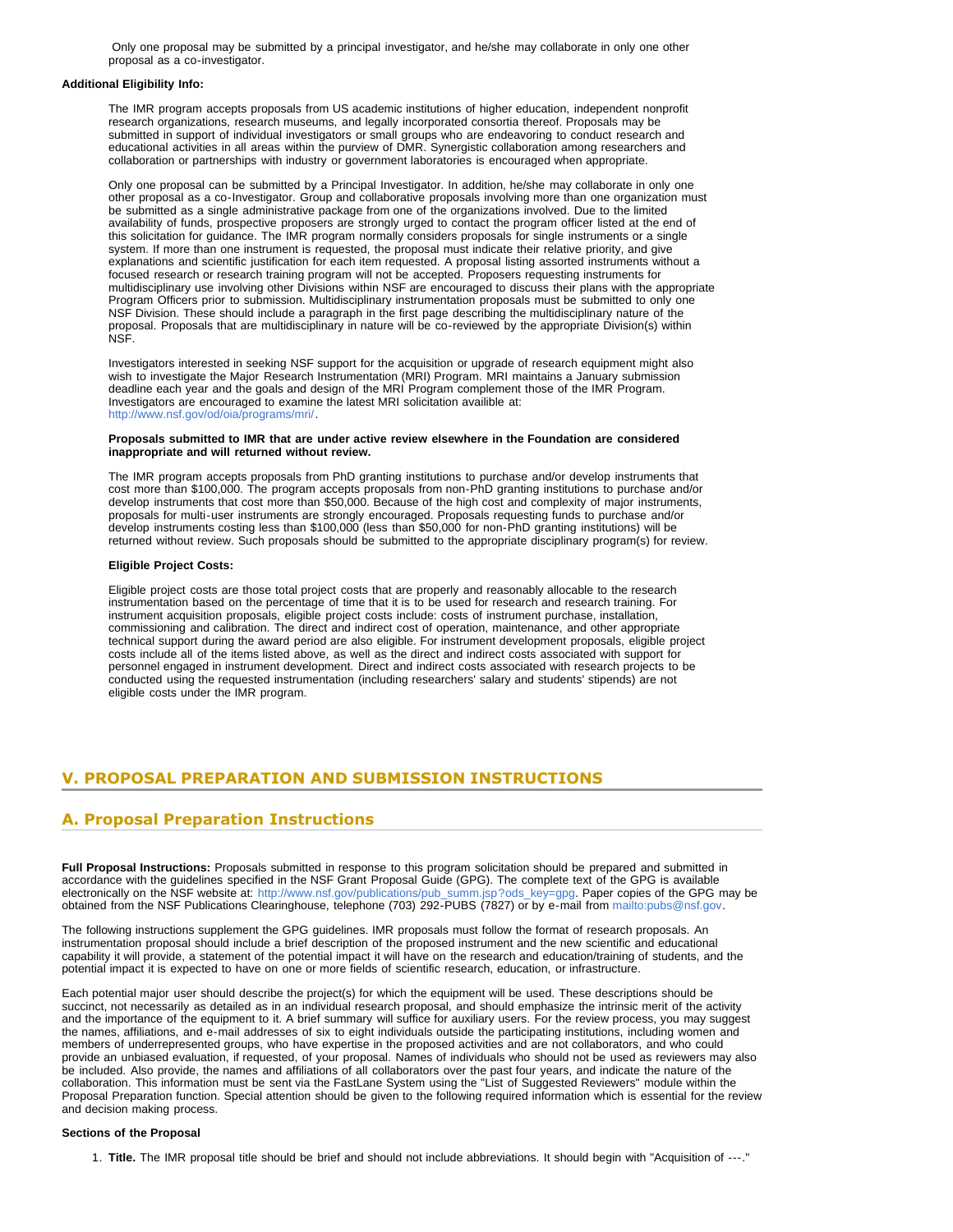Only one proposal may be submitted by a principal investigator, and he/she may collaborate in only one other proposal as a co-investigator.

**Additional Eligibility Info:**

The IMR program accepts proposals from US academic institutions of higher education, independent nonprofit research organizations, research museums, and legally incorporated consortia thereof. Proposals may be submitted in support of individual investigators or small groups who are endeavoring to conduct research and educational activities in all areas within the purview of DMR. Synergistic collaboration among researchers and collaboration or partnerships with industry or government laboratories is encouraged when appropriate.

Only one proposal can be submitted by a Principal Investigator. In addition, he/she may collaborate in only one other proposal as a co-Investigator. Group and collaborative proposals involving more than one organization must be submitted as a single administrative package from one of the organizations involved. Due to the limited availability of funds, prospective proposers are strongly urged to contact the program officer listed at the end of this solicitation for guidance. The IMR program normally considers proposals for single instruments or a single system. If more than one instrument is requested, the proposal must indicate their relative priority, and give explanations and scientific justification for each item requested. A proposal listing assorted instruments without a focused research or research training program will not be accepted. Proposers requesting instruments for multidisciplinary use involving other Divisions within NSF are encouraged to discuss their plans with the appropriate Program Officers prior to submission. Multidisciplinary instrumentation proposals must be submitted to only one NSF Division. These should include a paragraph in the first page describing the multidisciplinary nature of the proposal. Proposals that are multidisciplinary in nature will be co-reviewed by the appropriate Division(s) within NSF.

Investigators interested in seeking NSF support for the acquisition or upgrade of research equipment might also wish to investigate the Major Research Instrumentation (MRI) Program. MRI maintains a January submission deadline each year and the goals and design of the MRI Program complement those of the IMR Program. Investigators are encouraged to examine the latest MRI solicitation availible at: http://www.nsf.gov/od/oia/programs/mri/.

**Proposals submitted to IMR that are under active review elsewhere in the Foundation are considered inappropriate and will returned without review.**

The IMR program accepts proposals from PhD granting institutions to purchase and/or develop instruments that cost more than \$100,000. The program accepts proposals from non-PhD granting institutions to purchase and/or develop instruments that cost more than \$50,000. Because of the high cost and complexity of major instruments, proposals for multi-user instruments are strongly encouraged. Proposals requesting funds to purchase and/or develop instruments costing less than \$100,000 (less than \$50,000 for non-PhD granting institutions) will be returned without review. Such proposals should be submitted to the appropriate disciplinary program(s) for review.

**Eligible Project Costs:**

Eligible project costs are those total project costs that are properly and reasonably allocable to the research instrumentation based on the percentage of time that it is to be used for research and research training. For instrument acquisition proposals, eligible project costs include: costs of instrument purchase, installation, commissioning and calibration. The direct and indirect cost of operation, maintenance, and other appropriate technical support during the award period are also eligible. For instrument development proposals, eligible project costs include all of the items listed above, as well as the direct and indirect costs associated with support for personnel engaged in instrument development. Direct and indirect costs associated with research projects to be conducted using the requested instrumentation (including researchers' salary and students' stipends) are not eligible costs under the IMR program.

## V. PROPOSAL PREPARATION AND SUBMISSION INSTRUCTIONS

### A. Proposal Preparation Instructions

**Full Proposal Instructions:** Proposals submitted in response to this program solicitation should be prepared and submitted in accordance with the guidelines specified in the NSF Grant Proposal Guide (GPG). The complete text of the GPG is available electronically on the NSF website at: http://www.nsf.gov/publications/pub_summ.jsp?ods_key=gpg. Paper copies of the GPG may be obtained from the NSF Publications Clearinghouse, telephone (703) 292-PUBS (7827) or by e-mail from mailto:pubs@nsf.gov.

The following instructions supplement the GPG guidelines. IMR proposals must follow the format of research proposals. An instrumentation proposal should include a brief description of the proposed instrument and the new scientific and educational capability it will provide, a statement of the potential impact it will have on the research and education/training of students, and the potential impact it is expected to have on one or more fields of scientific research, education, or infrastructure.

Each potential major user should describe the project(s) for which the equipment will be used. These descriptions should be succinct, not necessarily as detailed as in an individual research proposal, and should emphasize the intrinsic merit of the activity and the importance of the equipment to it. A brief summary will suffice for auxiliary users. For the review process, you may suggest the names, affiliations, and e-mail addresses of six to eight individuals outside the participating institutions, including women and members of underrepresented groups, who have expertise in the proposed activities and are not collaborators, and who could provide an unbiased evaluation, if requested, of your proposal. Names of individuals who should not be used as reviewers may also be included. Also provide, the names and affiliations of all collaborators over the past four years, and indicate the nature of the collaboration. This information must be sent via the FastLane System using the "List of Suggested Reviewers" module within the Proposal Preparation function. Special attention should be given to the following required information which is essential for the review and decision making process.

**Sections of the Proposal**

1. **Title.** The IMR proposal title should be brief and should not include abbreviations. It should begin with "Acquisition of ---."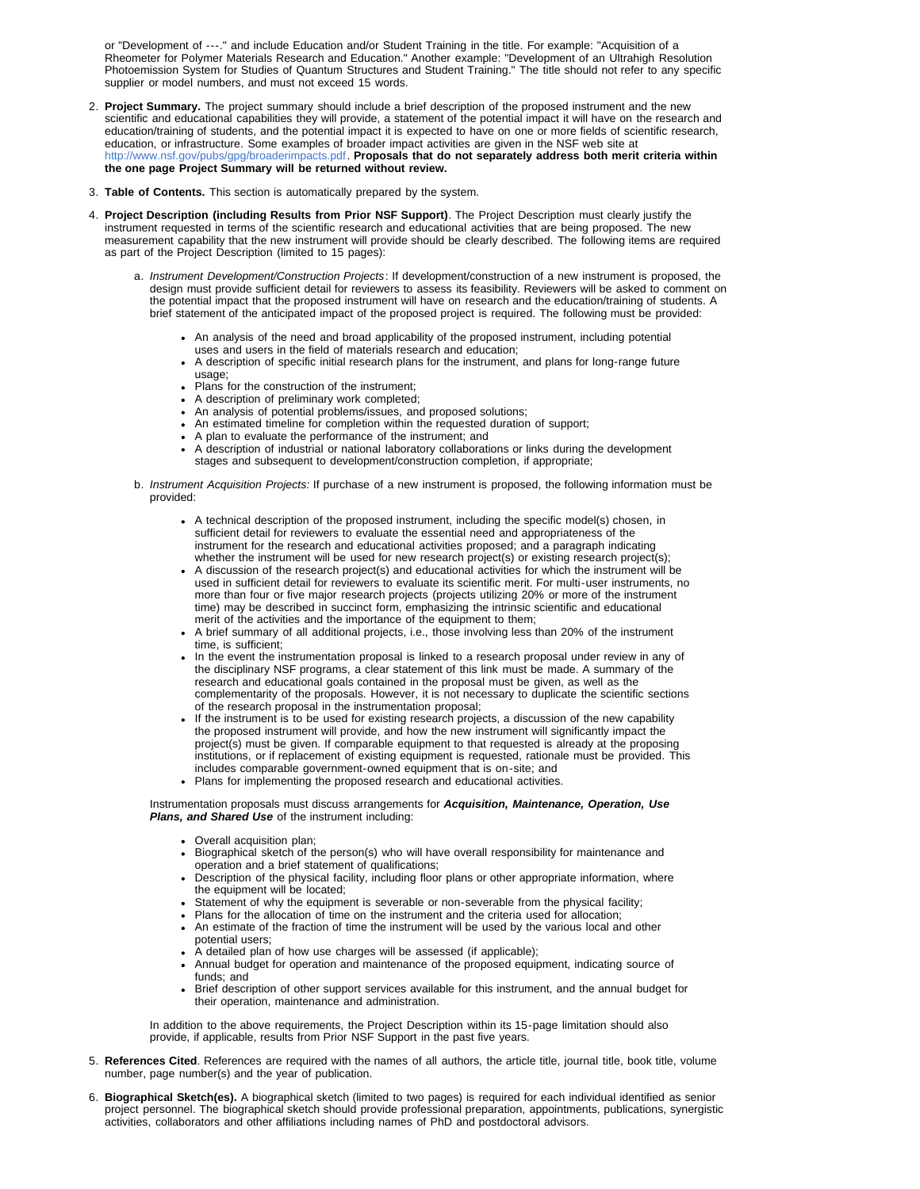or "Development of ---." and include Education and/or Student Training in the title. For example: "Acquisition of a Rheometer for Polymer Materials Research and Education." Another example: "Development of an Ultrahigh Resolution Photoemission System for Studies of Quantum Structures and Student Training." The title should not refer to any specific supplier or model numbers, and must not exceed 15 words.

2. **Project Summary.** The project summary should include a brief description of the proposed instrument and the new scientific and educational capabilities they will provide, a statement of the potential impact it will have on the research and education/training of students, and the potential impact it is expected to have on one or more fields of scientific research, education, or infrastructure. Some examples of broader impact activities are given in the NSF web site at http://www.nsf.gov/pubs/gpg/broaderimpacts.pdf. **Proposals that do not separately address both merit criteria within the one page Project Summary will be returned without review.**

3. **Table of Contents.** This section is automatically prepared by the system.

4. **Project Description (including Results from Prior NSF Support)**. The Project Description must clearly justify the instrument requested in terms of the scientific research and educational activities that are being proposed. The new measurement capability that the new instrument will provide should be clearly described. The following items are required as part of the Project Description (limited to 15 pages):

   a. *Instrument Development/Construction Projects*: If development/construction of a new instrument is proposed, the design must provide sufficient detail for reviewers to assess its feasibility. Reviewers will be asked to comment on the potential impact that the proposed instrument will have on research and the education/training of students. A brief statement of the anticipated impact of the proposed project is required. The following must be provided:

      - An analysis of the need and broad applicability of the proposed instrument, including potential uses and users in the field of materials research and education;
      - A description of specific initial research plans for the instrument, and plans for long-range future usage;
      - Plans for the construction of the instrument;
      - A description of preliminary work completed;
      - An analysis of potential problems/issues, and proposed solutions;
      - An estimated timeline for completion within the requested duration of support;
      - A plan to evaluate the performance of the instrument; and
      - A description of industrial or national laboratory collaborations or links during the development stages and subsequent to development/construction completion, if appropriate;

   b. *Instrument Acquisition Projects:* If purchase of a new instrument is proposed, the following information must be provided:

      - A technical description of the proposed instrument, including the specific model(s) chosen, in sufficient detail for reviewers to evaluate the essential need and appropriateness of the instrument for the research and educational activities proposed; and a paragraph indicating whether the instrument will be used for new research project(s) or existing research project(s);
      - A discussion of the research project(s) and educational activities for which the instrument will be used in sufficient detail for reviewers to evaluate its scientific merit. For multi-user instruments, no more than four or five major research projects (projects utilizing 20% or more of the instrument time) may be described in succinct form, emphasizing the intrinsic scientific and educational merit of the activities and the importance of the equipment to them;
      - A brief summary of all additional projects, i.e., those involving less than 20% of the instrument time, is sufficient;
      - In the event the instrumentation proposal is linked to a research proposal under review in any of the disciplinary NSF programs, a clear statement of this link must be made. A summary of the research and educational goals contained in the proposal must be given, as well as the complementarity of the proposals. However, it is not necessary to duplicate the scientific sections of the research proposal in the instrumentation proposal;
      - If the instrument is to be used for existing research projects, a discussion of the new capability the proposed instrument will provide, and how the new instrument will significantly impact the project(s) must be given. If comparable equipment to that requested is already at the proposing institutions, or if replacement of existing equipment is requested, rationale must be provided. This includes comparable government-owned equipment that is on-site; and
      - Plans for implementing the proposed research and educational activities.

   Instrumentation proposals must discuss arrangements for ***Acquisition, Maintenance, Operation, Use Plans, and Shared Use*** of the instrument including:

      - Overall acquisition plan;
      - Biographical sketch of the person(s) who will have overall responsibility for maintenance and operation and a brief statement of qualifications;
      - Description of the physical facility, including floor plans or other appropriate information, where the equipment will be located;
      - Statement of why the equipment is severable or non-severable from the physical facility;
      - Plans for the allocation of time on the instrument and the criteria used for allocation;
      - An estimate of the fraction of time the instrument will be used by the various local and other potential users;
      - A detailed plan of how use charges will be assessed (if applicable);
      - Annual budget for operation and maintenance of the proposed equipment, indicating source of funds; and
      - Brief description of other support services available for this instrument, and the annual budget for their operation, maintenance and administration.

   In addition to the above requirements, the Project Description within its 15-page limitation should also provide, if applicable, results from Prior NSF Support in the past five years.

5. **References Cited**. References are required with the names of all authors, the article title, journal title, book title, volume number, page number(s) and the year of publication.

6. **Biographical Sketch(es).** A biographical sketch (limited to two pages) is required for each individual identified as senior project personnel. The biographical sketch should provide professional preparation, appointments, publications, synergistic activities, collaborators and other affiliations including names of PhD and postdoctoral advisors.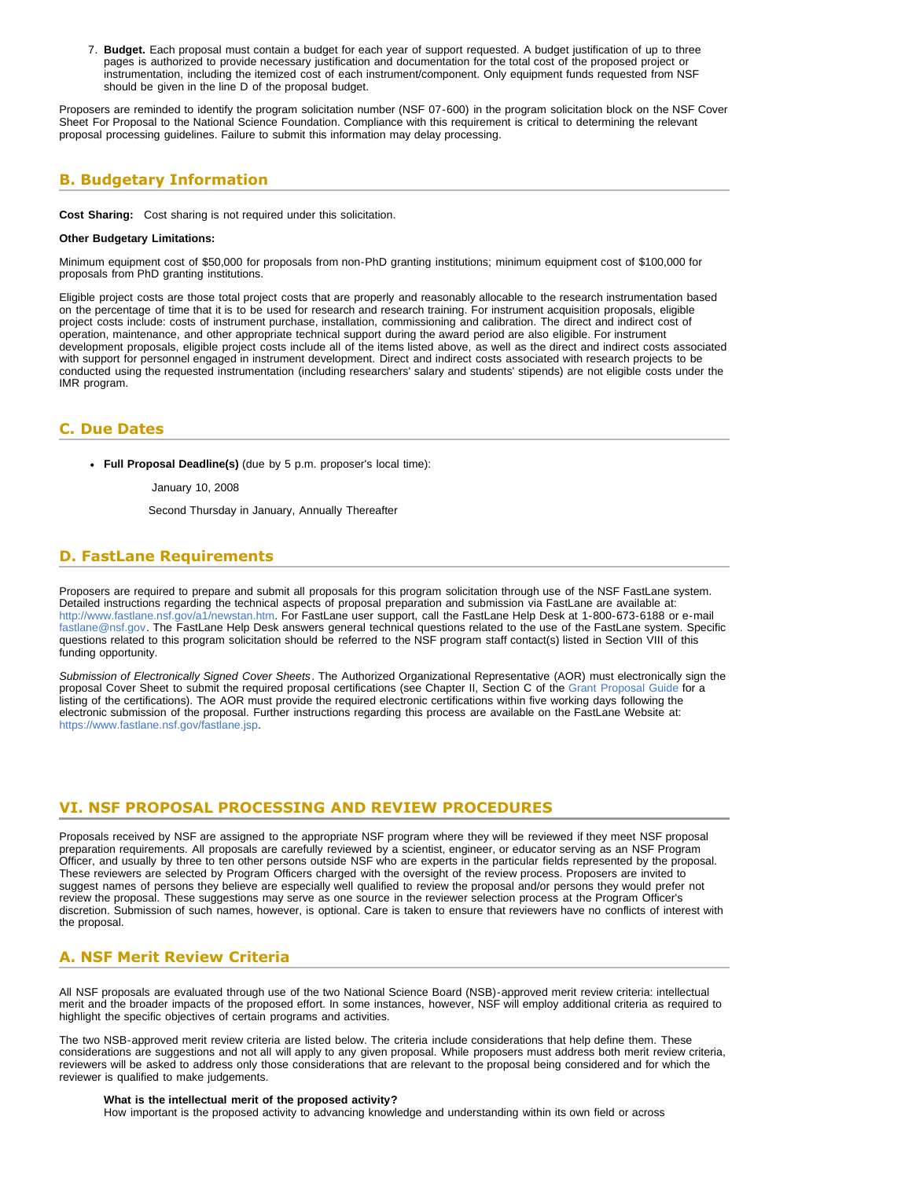7. **Budget.** Each proposal must contain a budget for each year of support requested. A budget justification of up to three pages is authorized to provide necessary justification and documentation for the total cost of the proposed project or instrumentation, including the itemized cost of each instrument/component. Only equipment funds requested from NSF should be given in the line D of the proposal budget.

Proposers are reminded to identify the program solicitation number (NSF 07-600) in the program solicitation block on the NSF Cover Sheet For Proposal to the National Science Foundation. Compliance with this requirement is critical to determining the relevant proposal processing guidelines. Failure to submit this information may delay processing.

## B. Budgetary Information

**Cost Sharing:** Cost sharing is not required under this solicitation.

**Other Budgetary Limitations:**

Minimum equipment cost of $50,000 for proposals from non-PhD granting institutions; minimum equipment cost of $100,000 for proposals from PhD granting institutions.

Eligible project costs are those total project costs that are properly and reasonably allocable to the research instrumentation based on the percentage of time that it is to be used for research and research training. For instrument acquisition proposals, eligible project costs include: costs of instrument purchase, installation, commissioning and calibration. The direct and indirect cost of operation, maintenance, and other appropriate technical support during the award period are also eligible. For instrument development proposals, eligible project costs include all of the items listed above, as well as the direct and indirect costs associated with support for personnel engaged in instrument development. Direct and indirect costs associated with research projects to be conducted using the requested instrumentation (including researchers' salary and students' stipends) are not eligible costs under the IMR program.

## C. Due Dates

- **Full Proposal Deadline(s)** (due by 5 p.m. proposer's local time):

  January 10, 2008

  Second Thursday in January, Annually Thereafter

## D. FastLane Requirements

Proposers are required to prepare and submit all proposals for this program solicitation through use of the NSF FastLane system. Detailed instructions regarding the technical aspects of proposal preparation and submission via FastLane are available at: http://www.fastlane.nsf.gov/a1/newstan.htm. For FastLane user support, call the FastLane Help Desk at 1-800-673-6188 or e-mail fastlane@nsf.gov. The FastLane Help Desk answers general technical questions related to the use of the FastLane system. Specific questions related to this program solicitation should be referred to the NSF program staff contact(s) listed in Section VIII of this funding opportunity.

*Submission of Electronically Signed Cover Sheets*. The Authorized Organizational Representative (AOR) must electronically sign the proposal Cover Sheet to submit the required proposal certifications (see Chapter II, Section C of the Grant Proposal Guide for a listing of the certifications). The AOR must provide the required electronic certifications within five working days following the electronic submission of the proposal. Further instructions regarding this process are available on the FastLane Website at: https://www.fastlane.nsf.gov/fastlane.jsp.

# VI. NSF PROPOSAL PROCESSING AND REVIEW PROCEDURES

Proposals received by NSF are assigned to the appropriate NSF program where they will be reviewed if they meet NSF proposal preparation requirements. All proposals are carefully reviewed by a scientist, engineer, or educator serving as an NSF Program Officer, and usually by three to ten other persons outside NSF who are experts in the particular fields represented by the proposal. These reviewers are selected by Program Officers charged with the oversight of the review process. Proposers are invited to suggest names of persons they believe are especially well qualified to review the proposal and/or persons they would prefer not review the proposal. These suggestions may serve as one source in the reviewer selection process at the Program Officer's discretion. Submission of such names, however, is optional. Care is taken to ensure that reviewers have no conflicts of interest with the proposal.

## A. NSF Merit Review Criteria

All NSF proposals are evaluated through use of the two National Science Board (NSB)-approved merit review criteria: intellectual merit and the broader impacts of the proposed effort. In some instances, however, NSF will employ additional criteria as required to highlight the specific objectives of certain programs and activities.

The two NSB-approved merit review criteria are listed below. The criteria include considerations that help define them. These considerations are suggestions and not all will apply to any given proposal. While proposers must address both merit review criteria, reviewers will be asked to address only those considerations that are relevant to the proposal being considered and for which the reviewer is qualified to make judgements.

**What is the intellectual merit of the proposed activity?**
How important is the proposed activity to advancing knowledge and understanding within its own field or across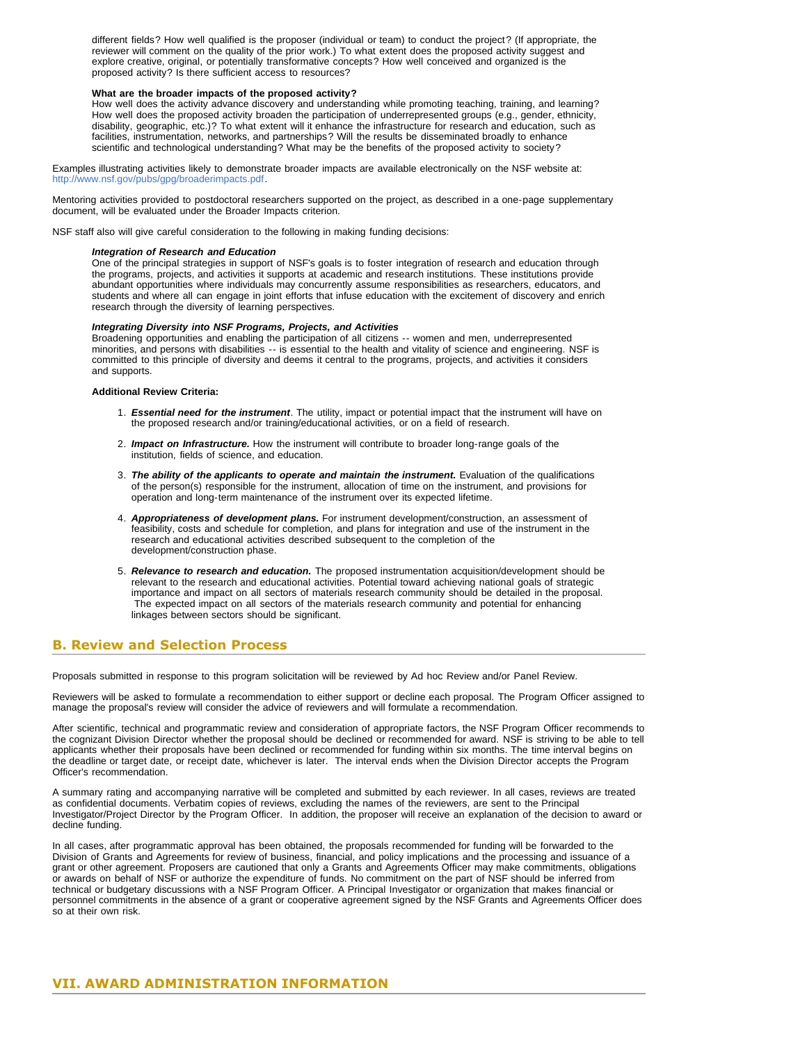different fields? How well qualified is the proposer (individual or team) to conduct the project? (If appropriate, the reviewer will comment on the quality of the prior work.) To what extent does the proposed activity suggest and explore creative, original, or potentially transformative concepts? How well conceived and organized is the proposed activity? Is there sufficient access to resources?

**What are the broader impacts of the proposed activity?**
How well does the activity advance discovery and understanding while promoting teaching, training, and learning? How well does the proposed activity broaden the participation of underrepresented groups (e.g., gender, ethnicity, disability, geographic, etc.)? To what extent will it enhance the infrastructure for research and education, such as facilities, instrumentation, networks, and partnerships? Will the results be disseminated broadly to enhance scientific and technological understanding? What may be the benefits of the proposed activity to society?

Examples illustrating activities likely to demonstrate broader impacts are available electronically on the NSF website at: http://www.nsf.gov/pubs/gpg/broaderimpacts.pdf.

Mentoring activities provided to postdoctoral researchers supported on the project, as described in a one-page supplementary document, will be evaluated under the Broader Impacts criterion.

NSF staff also will give careful consideration to the following in making funding decisions:

***Integration of Research and Education***
One of the principal strategies in support of NSF's goals is to foster integration of research and education through the programs, projects, and activities it supports at academic and research institutions. These institutions provide abundant opportunities where individuals may concurrently assume responsibilities as researchers, educators, and students and where all can engage in joint efforts that infuse education with the excitement of discovery and enrich research through the diversity of learning perspectives.

***Integrating Diversity into NSF Programs, Projects, and Activities***
Broadening opportunities and enabling the participation of all citizens -- women and men, underrepresented minorities, and persons with disabilities -- is essential to the health and vitality of science and engineering. NSF is committed to this principle of diversity and deems it central to the programs, projects, and activities it considers and supports.

**Additional Review Criteria:**

1. ***Essential need for the instrument***. The utility, impact or potential impact that the instrument will have on the proposed research and/or training/educational activities, or on a field of research.
2. ***Impact on Infrastructure.*** How the instrument will contribute to broader long-range goals of the institution, fields of science, and education.
3. ***The ability of the applicants to operate and maintain the instrument.*** Evaluation of the qualifications of the person(s) responsible for the instrument, allocation of time on the instrument, and provisions for operation and long-term maintenance of the instrument over its expected lifetime.
4. ***Appropriateness of development plans.*** For instrument development/construction, an assessment of feasibility, costs and schedule for completion, and plans for integration and use of the instrument in the research and educational activities described subsequent to the completion of the development/construction phase.
5. ***Relevance to research and education.*** The proposed instrumentation acquisition/development should be relevant to the research and educational activities. Potential toward achieving national goals of strategic importance and impact on all sectors of materials research community should be detailed in the proposal. The expected impact on all sectors of the materials research community and potential for enhancing linkages between sectors should be significant.

## B. Review and Selection Process

Proposals submitted in response to this program solicitation will be reviewed by Ad hoc Review and/or Panel Review.

Reviewers will be asked to formulate a recommendation to either support or decline each proposal. The Program Officer assigned to manage the proposal's review will consider the advice of reviewers and will formulate a recommendation.

After scientific, technical and programmatic review and consideration of appropriate factors, the NSF Program Officer recommends to the cognizant Division Director whether the proposal should be declined or recommended for award. NSF is striving to be able to tell applicants whether their proposals have been declined or recommended for funding within six months. The time interval begins on the deadline or target date, or receipt date, whichever is later. The interval ends when the Division Director accepts the Program Officer's recommendation.

A summary rating and accompanying narrative will be completed and submitted by each reviewer. In all cases, reviews are treated as confidential documents. Verbatim copies of reviews, excluding the names of the reviewers, are sent to the Principal Investigator/Project Director by the Program Officer. In addition, the proposer will receive an explanation of the decision to award or decline funding.

In all cases, after programmatic approval has been obtained, the proposals recommended for funding will be forwarded to the Division of Grants and Agreements for review of business, financial, and policy implications and the processing and issuance of a grant or other agreement. Proposers are cautioned that only a Grants and Agreements Officer may make commitments, obligations or awards on behalf of NSF or authorize the expenditure of funds. No commitment on the part of NSF should be inferred from technical or budgetary discussions with a NSF Program Officer. A Principal Investigator or organization that makes financial or personnel commitments in the absence of a grant or cooperative agreement signed by the NSF Grants and Agreements Officer does so at their own risk.

# VII. AWARD ADMINISTRATION INFORMATION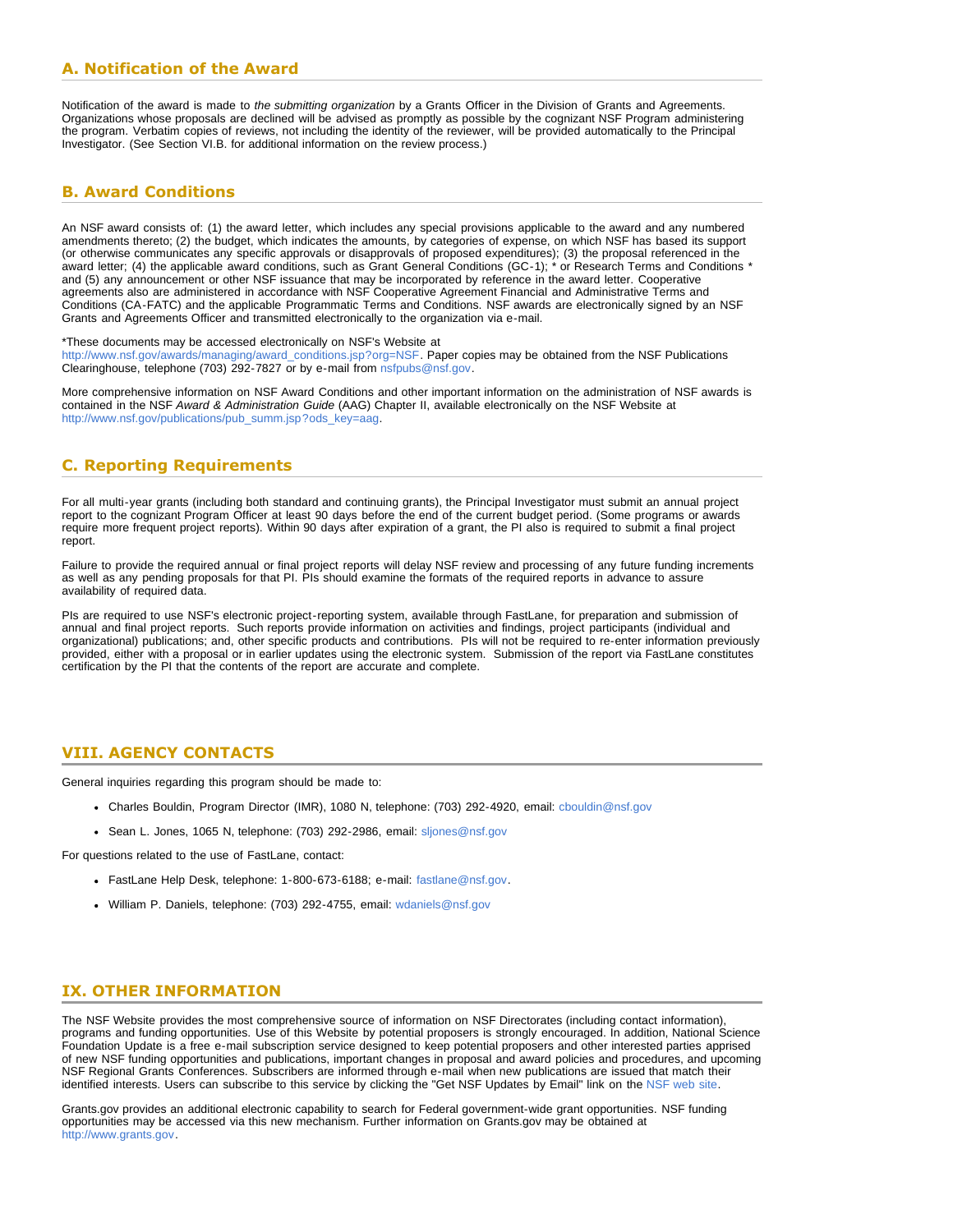## A. Notification of the Award

Notification of the award is made to *the submitting organization* by a Grants Officer in the Division of Grants and Agreements. Organizations whose proposals are declined will be advised as promptly as possible by the cognizant NSF Program administering the program. Verbatim copies of reviews, not including the identity of the reviewer, will be provided automatically to the Principal Investigator. (See Section VI.B. for additional information on the review process.)

## B. Award Conditions

An NSF award consists of: (1) the award letter, which includes any special provisions applicable to the award and any numbered amendments thereto; (2) the budget, which indicates the amounts, by categories of expense, on which NSF has based its support (or otherwise communicates any specific approvals or disapprovals of proposed expenditures); (3) the proposal referenced in the award letter; (4) the applicable award conditions, such as Grant General Conditions (GC-1); * or Research Terms and Conditions * and (5) any announcement or other NSF issuance that may be incorporated by reference in the award letter. Cooperative agreements also are administered in accordance with NSF Cooperative Agreement Financial and Administrative Terms and Conditions (CA-FATC) and the applicable Programmatic Terms and Conditions. NSF awards are electronically signed by an NSF Grants and Agreements Officer and transmitted electronically to the organization via e-mail.

*These documents may be accessed electronically on NSF's Website at http://www.nsf.gov/awards/managing/award_conditions.jsp?org=NSF. Paper copies may be obtained from the NSF Publications Clearinghouse, telephone (703) 292-7827 or by e-mail from nsfpubs@nsf.gov.

More comprehensive information on NSF Award Conditions and other important information on the administration of NSF awards is contained in the NSF *Award & Administration Guide* (AAG) Chapter II, available electronically on the NSF Website at http://www.nsf.gov/publications/pub_summ.jsp?ods_key=aag.

## C. Reporting Requirements

For all multi-year grants (including both standard and continuing grants), the Principal Investigator must submit an annual project report to the cognizant Program Officer at least 90 days before the end of the current budget period. (Some programs or awards require more frequent project reports). Within 90 days after expiration of a grant, the PI also is required to submit a final project report.

Failure to provide the required annual or final project reports will delay NSF review and processing of any future funding increments as well as any pending proposals for that PI. PIs should examine the formats of the required reports in advance to assure availability of required data.

PIs are required to use NSF's electronic project-reporting system, available through FastLane, for preparation and submission of annual and final project reports. Such reports provide information on activities and findings, project participants (individual and organizational) publications; and, other specific products and contributions. PIs will not be required to re-enter information previously provided, either with a proposal or in earlier updates using the electronic system. Submission of the report via FastLane constitutes certification by the PI that the contents of the report are accurate and complete.

# VIII. AGENCY CONTACTS

General inquiries regarding this program should be made to:

- Charles Bouldin, Program Director (IMR), 1080 N, telephone: (703) 292-4920, email: cbouldin@nsf.gov
- Sean L. Jones, 1065 N, telephone: (703) 292-2986, email: sljones@nsf.gov

For questions related to the use of FastLane, contact:

- FastLane Help Desk, telephone: 1-800-673-6188; e-mail: fastlane@nsf.gov.
- William P. Daniels, telephone: (703) 292-4755, email: wdaniels@nsf.gov

# IX. OTHER INFORMATION

The NSF Website provides the most comprehensive source of information on NSF Directorates (including contact information), programs and funding opportunities. Use of this Website by potential proposers is strongly encouraged. In addition, National Science Foundation Update is a free e-mail subscription service designed to keep potential proposers and other interested parties apprised of new NSF funding opportunities and publications, important changes in proposal and award policies and procedures, and upcoming NSF Regional Grants Conferences. Subscribers are informed through e-mail when new publications are issued that match their identified interests. Users can subscribe to this service by clicking the "Get NSF Updates by Email" link on the NSF web site.

Grants.gov provides an additional electronic capability to search for Federal government-wide grant opportunities. NSF funding opportunities may be accessed via this new mechanism. Further information on Grants.gov may be obtained at http://www.grants.gov.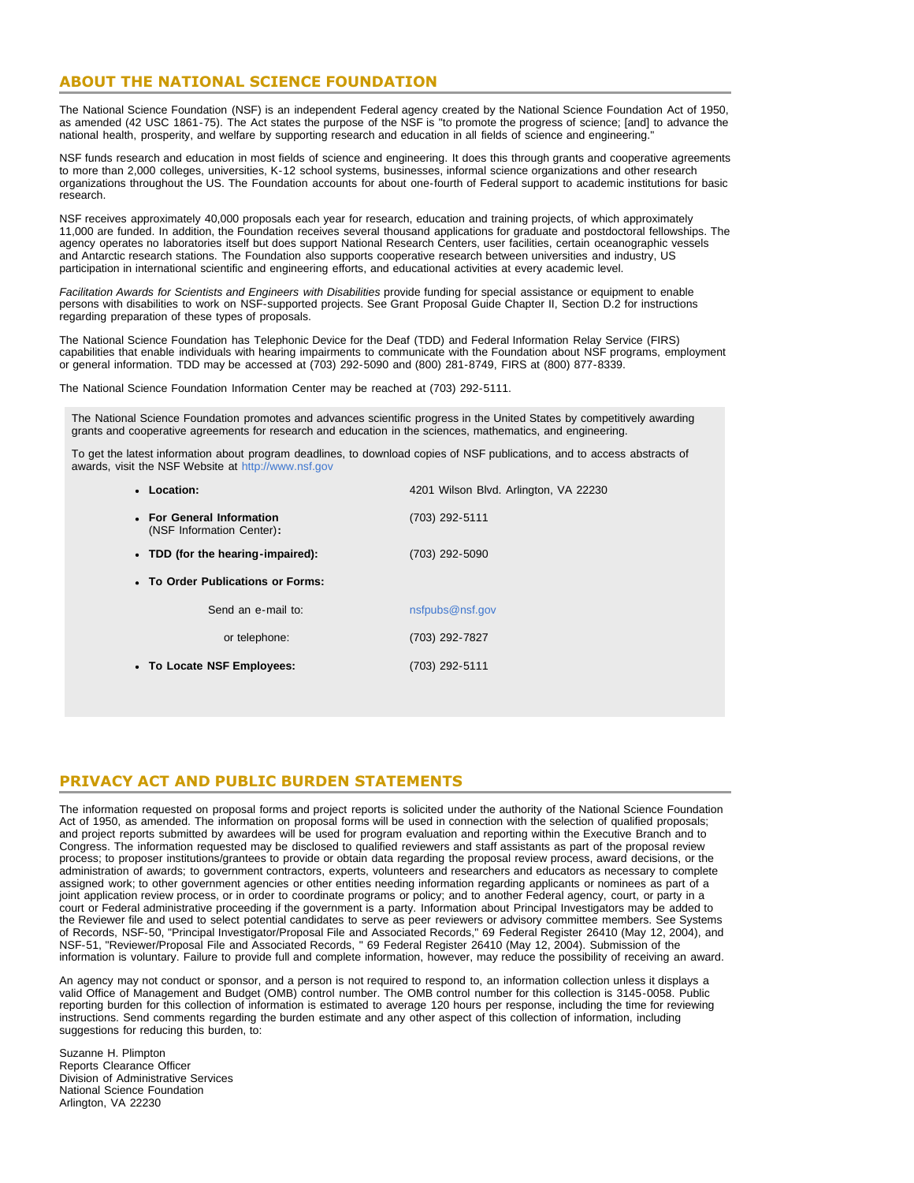## ABOUT THE NATIONAL SCIENCE FOUNDATION

The National Science Foundation (NSF) is an independent Federal agency created by the National Science Foundation Act of 1950, as amended (42 USC 1861-75). The Act states the purpose of the NSF is "to promote the progress of science; [and] to advance the national health, prosperity, and welfare by supporting research and education in all fields of science and engineering."

NSF funds research and education in most fields of science and engineering. It does this through grants and cooperative agreements to more than 2,000 colleges, universities, K-12 school systems, businesses, informal science organizations and other research organizations throughout the US. The Foundation accounts for about one-fourth of Federal support to academic institutions for basic research.

NSF receives approximately 40,000 proposals each year for research, education and training projects, of which approximately 11,000 are funded. In addition, the Foundation receives several thousand applications for graduate and postdoctoral fellowships. The agency operates no laboratories itself but does support National Research Centers, user facilities, certain oceanographic vessels and Antarctic research stations. The Foundation also supports cooperative research between universities and industry, US participation in international scientific and engineering efforts, and educational activities at every academic level.

*Facilitation Awards for Scientists and Engineers with Disabilities* provide funding for special assistance or equipment to enable persons with disabilities to work on NSF-supported projects. See Grant Proposal Guide Chapter II, Section D.2 for instructions regarding preparation of these types of proposals.

The National Science Foundation has Telephonic Device for the Deaf (TDD) and Federal Information Relay Service (FIRS) capabilities that enable individuals with hearing impairments to communicate with the Foundation about NSF programs, employment or general information. TDD may be accessed at (703) 292-5090 and (800) 281-8749, FIRS at (800) 877-8339.

The National Science Foundation Information Center may be reached at (703) 292-5111.

The National Science Foundation promotes and advances scientific progress in the United States by competitively awarding grants and cooperative agreements for research and education in the sciences, mathematics, and engineering.

To get the latest information about program deadlines, to download copies of NSF publications, and to access abstracts of awards, visit the NSF Website at http://www.nsf.gov

- **Location:** 4201 Wilson Blvd. Arlington, VA 22230
- **For General Information** (NSF Information Center)**:** (703) 292-5111
- **TDD (for the hearing-impaired):** (703) 292-5090
- **To Order Publications or Forms:**
  - Send an e-mail to: nsfpubs@nsf.gov
  - or telephone: (703) 292-7827
- **To Locate NSF Employees:** (703) 292-5111

## PRIVACY ACT AND PUBLIC BURDEN STATEMENTS

The information requested on proposal forms and project reports is solicited under the authority of the National Science Foundation Act of 1950, as amended. The information on proposal forms will be used in connection with the selection of qualified proposals; and project reports submitted by awardees will be used for program evaluation and reporting within the Executive Branch and to Congress. The information requested may be disclosed to qualified reviewers and staff assistants as part of the proposal review process; to proposer institutions/grantees to provide or obtain data regarding the proposal review process, award decisions, or the administration of awards; to government contractors, experts, volunteers and researchers and educators as necessary to complete assigned work; to other government agencies or other entities needing information regarding applicants or nominees as part of a joint application review process, or in order to coordinate programs or policy; and to another Federal agency, court, or party in a court or Federal administrative proceeding if the government is a party. Information about Principal Investigators may be added to the Reviewer file and used to select potential candidates to serve as peer reviewers or advisory committee members. See Systems of Records, NSF-50, "Principal Investigator/Proposal File and Associated Records," 69 Federal Register 26410 (May 12, 2004), and NSF-51, "Reviewer/Proposal File and Associated Records, " 69 Federal Register 26410 (May 12, 2004). Submission of the information is voluntary. Failure to provide full and complete information, however, may reduce the possibility of receiving an award.

An agency may not conduct or sponsor, and a person is not required to respond to, an information collection unless it displays a valid Office of Management and Budget (OMB) control number. The OMB control number for this collection is 3145-0058. Public reporting burden for this collection of information is estimated to average 120 hours per response, including the time for reviewing instructions. Send comments regarding the burden estimate and any other aspect of this collection of information, including suggestions for reducing this burden, to:

Suzanne H. Plimpton
Reports Clearance Officer
Division of Administrative Services
National Science Foundation
Arlington, VA 22230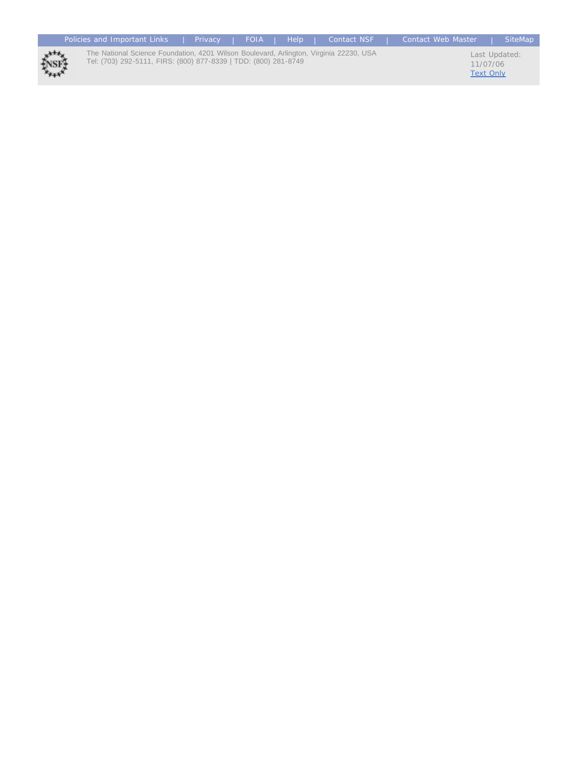Policies and Important Links | Privacy | FOIA | Help | Contact NSF | Contact Web Master | SiteMap

The National Science Foundation, 4201 Wilson Boulevard, Arlington, Virginia 22230, USA
Tel: (703) 292-5111, FIRS: (800) 877-8339 | TDD: (800) 281-8749

Last Updated:
11/07/06
Text Only